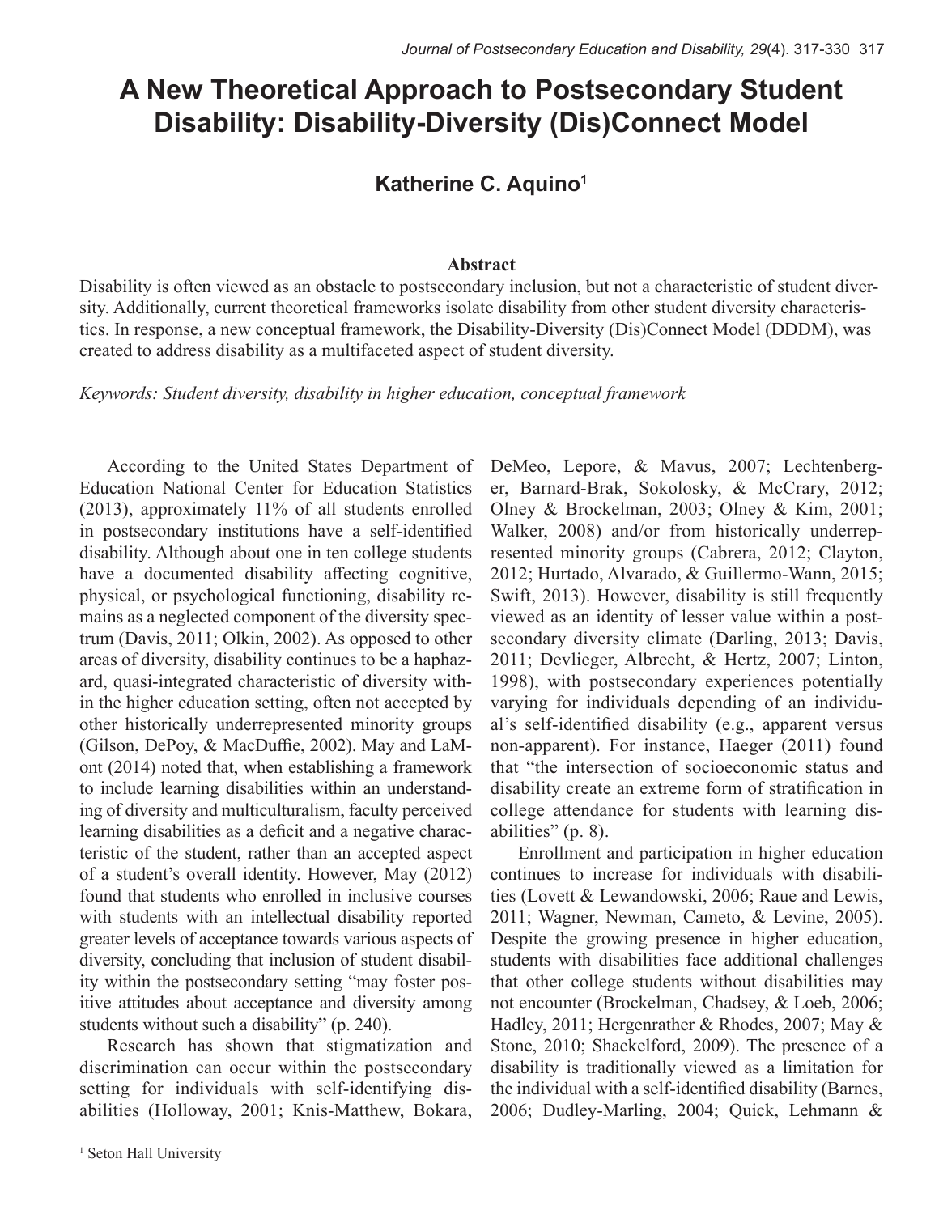# A New Theoretical Approach to Postsecondary Student Disability: Disability-Diversity (Dis)Connect Model

**Katherine C. Aquino[1]**

## Abstract

Disability is often viewed as an obstacle to postsecondary inclusion, but not a characteristic of student diversity. Additionally, current theoretical frameworks isolate disability from other student diversity characteristics. In response, a new conceptual framework, the Disability-Diversity (Dis)Connect Model (DDDM), was created to address disability as a multifaceted aspect of student diversity.

*Keywords: Student diversity, disability in higher education, conceptual framework*

According to the United States Department of Education National Center for Education Statistics (2013), approximately 11% of all students enrolled in postsecondary institutions have a self-identified disability. Although about one in ten college students have a documented disability affecting cognitive, physical, or psychological functioning, disability remains as a neglected component of the diversity spectrum (Davis, 2011; Olkin, 2002). As opposed to other areas of diversity, disability continues to be a haphazard, quasi-integrated characteristic of diversity within the higher education setting, often not accepted by other historically underrepresented minority groups (Gilson, DePoy, & MacDuffie, 2002). May and LaMont (2014) noted that, when establishing a framework to include learning disabilities within an understanding of diversity and multiculturalism, faculty perceived learning disabilities as a deficit and a negative characteristic of the student, rather than an accepted aspect of a student's overall identity. However, May (2012) found that students who enrolled in inclusive courses with students with an intellectual disability reported greater levels of acceptance towards various aspects of diversity, concluding that inclusion of student disability within the postsecondary setting "may foster positive attitudes about acceptance and diversity among students without such a disability" (p. 240).

Research has shown that stigmatization and discrimination can occur within the postsecondary setting for individuals with self-identifying disabilities (Holloway, 2001; Knis-Matthew, Bokara, DeMeo, Lepore, & Mavus, 2007; Lechtenberger, Barnard-Brak, Sokolosky, & McCrary, 2012; Olney & Brockelman, 2003; Olney & Kim, 2001; Walker, 2008) and/or from historically underrepresented minority groups (Cabrera, 2012; Clayton, 2012; Hurtado, Alvarado, & Guillermo-Wann, 2015; Swift, 2013). However, disability is still frequently viewed as an identity of lesser value within a postsecondary diversity climate (Darling, 2013; Davis, 2011; Devlieger, Albrecht, & Hertz, 2007; Linton, 1998), with postsecondary experiences potentially varying for individuals depending of an individual's self-identified disability (e.g., apparent versus non-apparent). For instance, Haeger (2011) found that "the intersection of socioeconomic status and disability create an extreme form of stratification in college attendance for students with learning disabilities" (p. 8).

Enrollment and participation in higher education continues to increase for individuals with disabilities (Lovett & Lewandowski, 2006; Raue and Lewis, 2011; Wagner, Newman, Cameto, & Levine, 2005). Despite the growing presence in higher education, students with disabilities face additional challenges that other college students without disabilities may not encounter (Brockelman, Chadsey, & Loeb, 2006; Hadley, 2011; Hergenrather & Rhodes, 2007; May & Stone, 2010; Shackelford, 2009). The presence of a disability is traditionally viewed as a limitation for the individual with a self-identified disability (Barnes, 2006; Dudley-Marling, 2004; Quick, Lehmann &

[1] Seton Hall University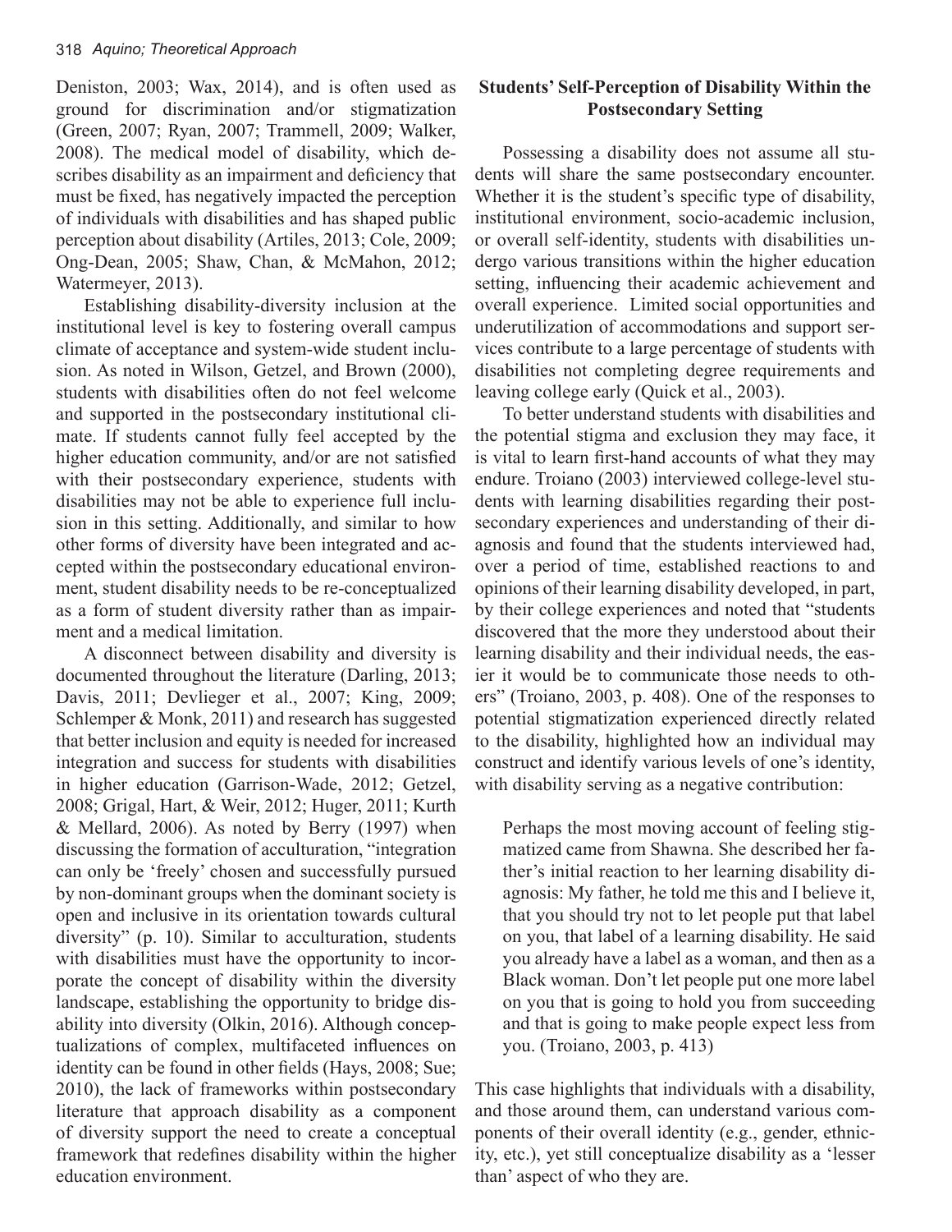Deniston, 2003; Wax, 2014), and is often used as ground for discrimination and/or stigmatization (Green, 2007; Ryan, 2007; Trammell, 2009; Walker, 2008). The medical model of disability, which describes disability as an impairment and deficiency that must be fixed, has negatively impacted the perception of individuals with disabilities and has shaped public perception about disability (Artiles, 2013; Cole, 2009; Ong-Dean, 2005; Shaw, Chan, & McMahon, 2012; Watermeyer, 2013).

Establishing disability-diversity inclusion at the institutional level is key to fostering overall campus climate of acceptance and system-wide student inclusion. As noted in Wilson, Getzel, and Brown (2000), students with disabilities often do not feel welcome and supported in the postsecondary institutional climate. If students cannot fully feel accepted by the higher education community, and/or are not satisfied with their postsecondary experience, students with disabilities may not be able to experience full inclusion in this setting. Additionally, and similar to how other forms of diversity have been integrated and accepted within the postsecondary educational environment, student disability needs to be re-conceptualized as a form of student diversity rather than as impairment and a medical limitation.

A disconnect between disability and diversity is documented throughout the literature (Darling, 2013; Davis, 2011; Devlieger et al., 2007; King, 2009; Schlemper & Monk, 2011) and research has suggested that better inclusion and equity is needed for increased integration and success for students with disabilities in higher education (Garrison-Wade, 2012; Getzel, 2008; Grigal, Hart, & Weir, 2012; Huger, 2011; Kurth & Mellard, 2006). As noted by Berry (1997) when discussing the formation of acculturation, "integration can only be 'freely' chosen and successfully pursued by non-dominant groups when the dominant society is open and inclusive in its orientation towards cultural diversity" (p. 10). Similar to acculturation, students with disabilities must have the opportunity to incorporate the concept of disability within the diversity landscape, establishing the opportunity to bridge disability into diversity (Olkin, 2016). Although conceptualizations of complex, multifaceted influences on identity can be found in other fields (Hays, 2008; Sue; 2010), the lack of frameworks within postsecondary literature that approach disability as a component of diversity support the need to create a conceptual framework that redefines disability within the higher education environment.

## Students' Self-Perception of Disability Within the Postsecondary Setting

Possessing a disability does not assume all students will share the same postsecondary encounter. Whether it is the student's specific type of disability, institutional environment, socio-academic inclusion, or overall self-identity, students with disabilities undergo various transitions within the higher education setting, influencing their academic achievement and overall experience. Limited social opportunities and underutilization of accommodations and support services contribute to a large percentage of students with disabilities not completing degree requirements and leaving college early (Quick et al., 2003).

To better understand students with disabilities and the potential stigma and exclusion they may face, it is vital to learn first-hand accounts of what they may endure. Troiano (2003) interviewed college-level students with learning disabilities regarding their postsecondary experiences and understanding of their diagnosis and found that the students interviewed had, over a period of time, established reactions to and opinions of their learning disability developed, in part, by their college experiences and noted that "students discovered that the more they understood about their learning disability and their individual needs, the easier it would be to communicate those needs to others" (Troiano, 2003, p. 408). One of the responses to potential stigmatization experienced directly related to the disability, highlighted how an individual may construct and identify various levels of one's identity, with disability serving as a negative contribution:

> Perhaps the most moving account of feeling stigmatized came from Shawna. She described her father's initial reaction to her learning disability diagnosis: My father, he told me this and I believe it, that you should try not to let people put that label on you, that label of a learning disability. He said you already have a label as a woman, and then as a Black woman. Don't let people put one more label on you that is going to hold you from succeeding and that is going to make people expect less from you. (Troiano, 2003, p. 413)

This case highlights that individuals with a disability, and those around them, can understand various components of their overall identity (e.g., gender, ethnicity, etc.), yet still conceptualize disability as a 'lesser than' aspect of who they are.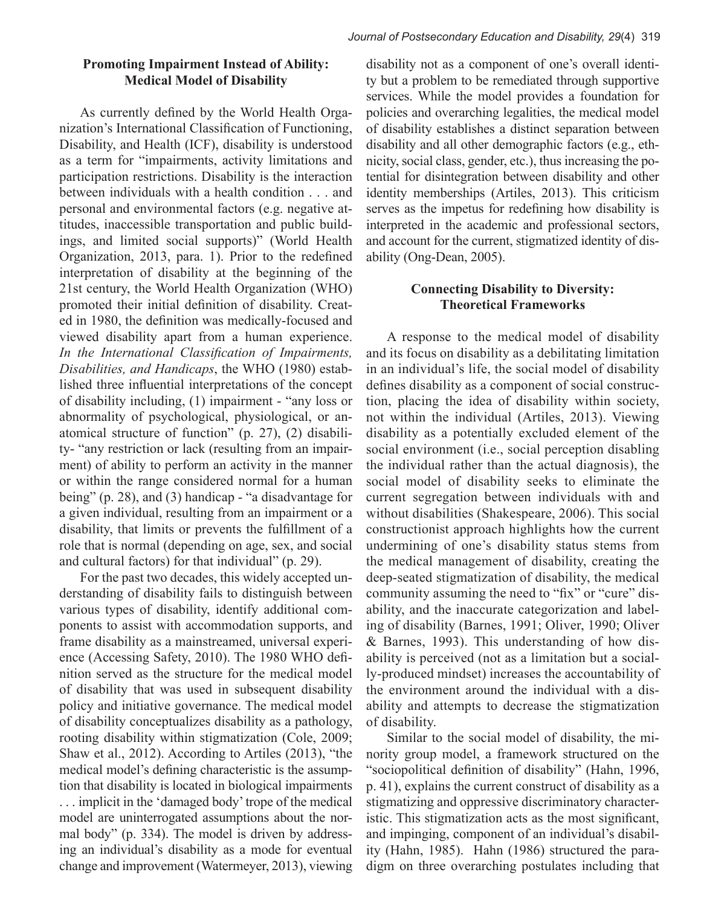## Promoting Impairment Instead of Ability: Medical Model of Disability

As currently defined by the World Health Organization's International Classification of Functioning, Disability, and Health (ICF), disability is understood as a term for "impairments, activity limitations and participation restrictions. Disability is the interaction between individuals with a health condition . . . and personal and environmental factors (e.g. negative attitudes, inaccessible transportation and public buildings, and limited social supports)" (World Health Organization, 2013, para. 1). Prior to the redefined interpretation of disability at the beginning of the 21st century, the World Health Organization (WHO) promoted their initial definition of disability. Created in 1980, the definition was medically-focused and viewed disability apart from a human experience. *In the International Classification of Impairments, Disabilities, and Handicaps*, the WHO (1980) established three influential interpretations of the concept of disability including, (1) impairment - "any loss or abnormality of psychological, physiological, or anatomical structure of function" (p. 27), (2) disability- "any restriction or lack (resulting from an impairment) of ability to perform an activity in the manner or within the range considered normal for a human being" (p. 28), and (3) handicap - "a disadvantage for a given individual, resulting from an impairment or a disability, that limits or prevents the fulfillment of a role that is normal (depending on age, sex, and social and cultural factors) for that individual" (p. 29).

For the past two decades, this widely accepted understanding of disability fails to distinguish between various types of disability, identify additional components to assist with accommodation supports, and frame disability as a mainstreamed, universal experience (Accessing Safety, 2010). The 1980 WHO definition served as the structure for the medical model of disability that was used in subsequent disability policy and initiative governance. The medical model of disability conceptualizes disability as a pathology, rooting disability within stigmatization (Cole, 2009; Shaw et al., 2012). According to Artiles (2013), "the medical model's defining characteristic is the assumption that disability is located in biological impairments . . . implicit in the 'damaged body' trope of the medical model are uninterrogated assumptions about the normal body" (p. 334). The model is driven by addressing an individual's disability as a mode for eventual change and improvement (Watermeyer, 2013), viewing disability not as a component of one's overall identity but a problem to be remediated through supportive services. While the model provides a foundation for policies and overarching legalities, the medical model of disability establishes a distinct separation between disability and all other demographic factors (e.g., ethnicity, social class, gender, etc.), thus increasing the potential for disintegration between disability and other identity memberships (Artiles, 2013). This criticism serves as the impetus for redefining how disability is interpreted in the academic and professional sectors, and account for the current, stigmatized identity of disability (Ong-Dean, 2005).

## Connecting Disability to Diversity: Theoretical Frameworks

A response to the medical model of disability and its focus on disability as a debilitating limitation in an individual's life, the social model of disability defines disability as a component of social construction, placing the idea of disability within society, not within the individual (Artiles, 2013). Viewing disability as a potentially excluded element of the social environment (i.e., social perception disabling the individual rather than the actual diagnosis), the social model of disability seeks to eliminate the current segregation between individuals with and without disabilities (Shakespeare, 2006). This social constructionist approach highlights how the current undermining of one's disability status stems from the medical management of disability, creating the deep-seated stigmatization of disability, the medical community assuming the need to "fix" or "cure" disability, and the inaccurate categorization and labeling of disability (Barnes, 1991; Oliver, 1990; Oliver & Barnes, 1993). This understanding of how disability is perceived (not as a limitation but a socially-produced mindset) increases the accountability of the environment around the individual with a disability and attempts to decrease the stigmatization of disability.

Similar to the social model of disability, the minority group model, a framework structured on the "sociopolitical definition of disability" (Hahn, 1996, p. 41), explains the current construct of disability as a stigmatizing and oppressive discriminatory characteristic. This stigmatization acts as the most significant, and impinging, component of an individual's disability (Hahn, 1985). Hahn (1986) structured the paradigm on three overarching postulates including that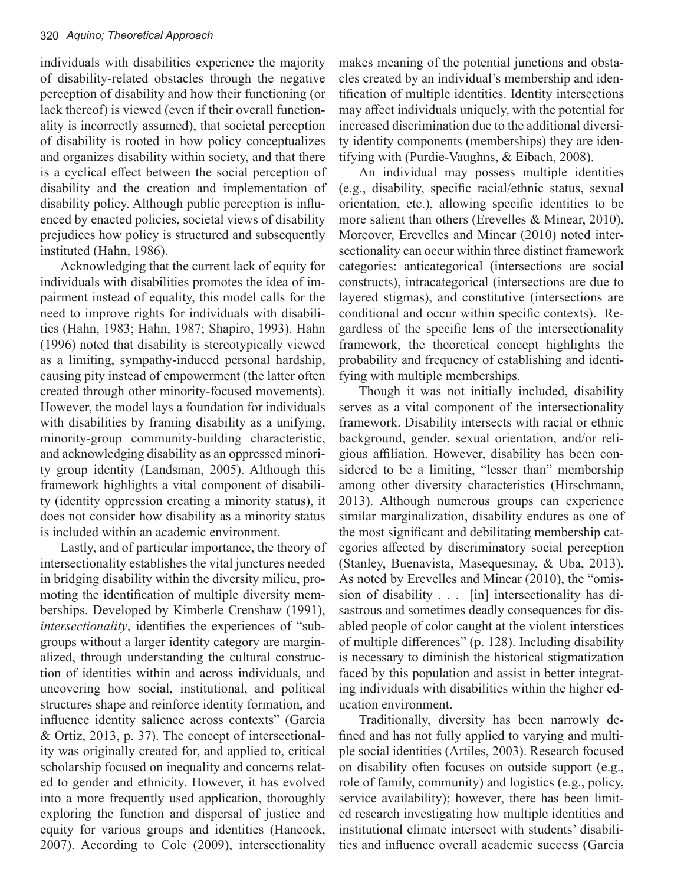individuals with disabilities experience the majority of disability-related obstacles through the negative perception of disability and how their functioning (or lack thereof) is viewed (even if their overall functionality is incorrectly assumed), that societal perception of disability is rooted in how policy conceptualizes and organizes disability within society, and that there is a cyclical effect between the social perception of disability and the creation and implementation of disability policy. Although public perception is influenced by enacted policies, societal views of disability prejudices how policy is structured and subsequently instituted (Hahn, 1986).

Acknowledging that the current lack of equity for individuals with disabilities promotes the idea of impairment instead of equality, this model calls for the need to improve rights for individuals with disabilities (Hahn, 1983; Hahn, 1987; Shapiro, 1993). Hahn (1996) noted that disability is stereotypically viewed as a limiting, sympathy-induced personal hardship, causing pity instead of empowerment (the latter often created through other minority-focused movements). However, the model lays a foundation for individuals with disabilities by framing disability as a unifying, minority-group community-building characteristic, and acknowledging disability as an oppressed minority group identity (Landsman, 2005). Although this framework highlights a vital component of disability (identity oppression creating a minority status), it does not consider how disability as a minority status is included within an academic environment.

Lastly, and of particular importance, the theory of intersectionality establishes the vital junctures needed in bridging disability within the diversity milieu, promoting the identification of multiple diversity memberships. Developed by Kimberle Crenshaw (1991), *intersectionality*, identifies the experiences of "subgroups without a larger identity category are marginalized, through understanding the cultural construction of identities within and across individuals, and uncovering how social, institutional, and political structures shape and reinforce identity formation, and influence identity salience across contexts" (Garcia & Ortiz, 2013, p. 37). The concept of intersectionality was originally created for, and applied to, critical scholarship focused on inequality and concerns related to gender and ethnicity. However, it has evolved into a more frequently used application, thoroughly exploring the function and dispersal of justice and equity for various groups and identities (Hancock, 2007). According to Cole (2009), intersectionality makes meaning of the potential junctions and obstacles created by an individual's membership and identification of multiple identities. Identity intersections may affect individuals uniquely, with the potential for increased discrimination due to the additional diversity identity components (memberships) they are identifying with (Purdie-Vaughns, & Eibach, 2008).

An individual may possess multiple identities (e.g., disability, specific racial/ethnic status, sexual orientation, etc.), allowing specific identities to be more salient than others (Erevelles & Minear, 2010). Moreover, Erevelles and Minear (2010) noted intersectionality can occur within three distinct framework categories: anticategorical (intersections are social constructs), intracategorical (intersections are due to layered stigmas), and constitutive (intersections are conditional and occur within specific contexts). Regardless of the specific lens of the intersectionality framework, the theoretical concept highlights the probability and frequency of establishing and identifying with multiple memberships.

Though it was not initially included, disability serves as a vital component of the intersectionality framework. Disability intersects with racial or ethnic background, gender, sexual orientation, and/or religious affiliation. However, disability has been considered to be a limiting, "lesser than" membership among other diversity characteristics (Hirschmann, 2013). Although numerous groups can experience similar marginalization, disability endures as one of the most significant and debilitating membership categories affected by discriminatory social perception (Stanley, Buenavista, Masequesmay, & Uba, 2013). As noted by Erevelles and Minear (2010), the "omission of disability . . . [in] intersectionality has disastrous and sometimes deadly consequences for disabled people of color caught at the violent interstices of multiple differences" (p. 128). Including disability is necessary to diminish the historical stigmatization faced by this population and assist in better integrating individuals with disabilities within the higher education environment.

Traditionally, diversity has been narrowly defined and has not fully applied to varying and multiple social identities (Artiles, 2003). Research focused on disability often focuses on outside support (e.g., role of family, community) and logistics (e.g., policy, service availability); however, there has been limited research investigating how multiple identities and institutional climate intersect with students' disabilities and influence overall academic success (Garcia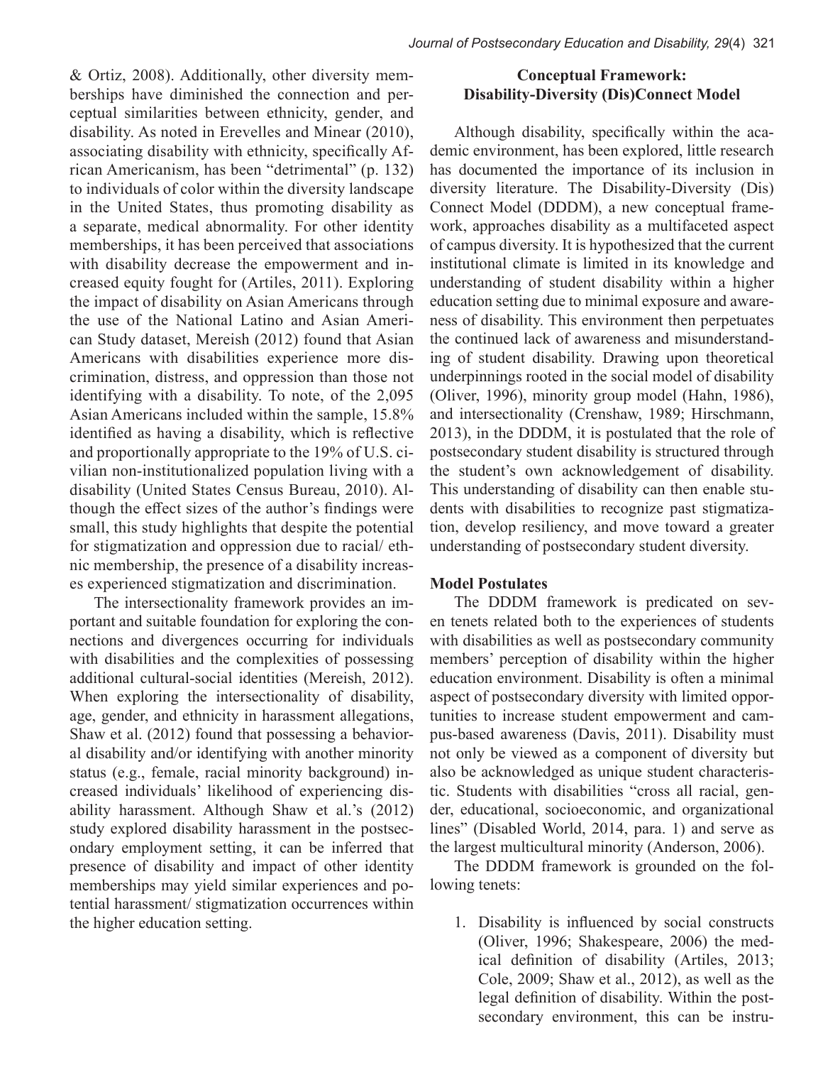& Ortiz, 2008). Additionally, other diversity memberships have diminished the connection and perceptual similarities between ethnicity, gender, and disability. As noted in Erevelles and Minear (2010), associating disability with ethnicity, specifically African Americanism, has been "detrimental" (p. 132) to individuals of color within the diversity landscape in the United States, thus promoting disability as a separate, medical abnormality. For other identity memberships, it has been perceived that associations with disability decrease the empowerment and increased equity fought for (Artiles, 2011). Exploring the impact of disability on Asian Americans through the use of the National Latino and Asian American Study dataset, Mereish (2012) found that Asian Americans with disabilities experience more discrimination, distress, and oppression than those not identifying with a disability. To note, of the 2,095 Asian Americans included within the sample, 15.8% identified as having a disability, which is reflective and proportionally appropriate to the 19% of U.S. civilian non-institutionalized population living with a disability (United States Census Bureau, 2010). Although the effect sizes of the author's findings were small, this study highlights that despite the potential for stigmatization and oppression due to racial/ ethnic membership, the presence of a disability increases experienced stigmatization and discrimination.

The intersectionality framework provides an important and suitable foundation for exploring the connections and divergences occurring for individuals with disabilities and the complexities of possessing additional cultural-social identities (Mereish, 2012). When exploring the intersectionality of disability, age, gender, and ethnicity in harassment allegations, Shaw et al. (2012) found that possessing a behavioral disability and/or identifying with another minority status (e.g., female, racial minority background) increased individuals' likelihood of experiencing disability harassment. Although Shaw et al.'s (2012) study explored disability harassment in the postsecondary employment setting, it can be inferred that presence of disability and impact of other identity memberships may yield similar experiences and potential harassment/ stigmatization occurrences within the higher education setting.

## Conceptual Framework: Disability-Diversity (Dis)Connect Model

Although disability, specifically within the academic environment, has been explored, little research has documented the importance of its inclusion in diversity literature. The Disability-Diversity (Dis) Connect Model (DDDM), a new conceptual framework, approaches disability as a multifaceted aspect of campus diversity. It is hypothesized that the current institutional climate is limited in its knowledge and understanding of student disability within a higher education setting due to minimal exposure and awareness of disability. This environment then perpetuates the continued lack of awareness and misunderstanding of student disability. Drawing upon theoretical underpinnings rooted in the social model of disability (Oliver, 1996), minority group model (Hahn, 1986), and intersectionality (Crenshaw, 1989; Hirschmann, 2013), in the DDDM, it is postulated that the role of postsecondary student disability is structured through the student's own acknowledgement of disability. This understanding of disability can then enable students with disabilities to recognize past stigmatization, develop resiliency, and move toward a greater understanding of postsecondary student diversity.

### Model Postulates

The DDDM framework is predicated on seven tenets related both to the experiences of students with disabilities as well as postsecondary community members' perception of disability within the higher education environment. Disability is often a minimal aspect of postsecondary diversity with limited opportunities to increase student empowerment and campus-based awareness (Davis, 2011). Disability must not only be viewed as a component of diversity but also be acknowledged as unique student characteristic. Students with disabilities "cross all racial, gender, educational, socioeconomic, and organizational lines" (Disabled World, 2014, para. 1) and serve as the largest multicultural minority (Anderson, 2006).

The DDDM framework is grounded on the following tenets:

1. Disability is influenced by social constructs (Oliver, 1996; Shakespeare, 2006) the medical definition of disability (Artiles, 2013; Cole, 2009; Shaw et al., 2012), as well as the legal definition of disability. Within the postsecondary environment, this can be instru-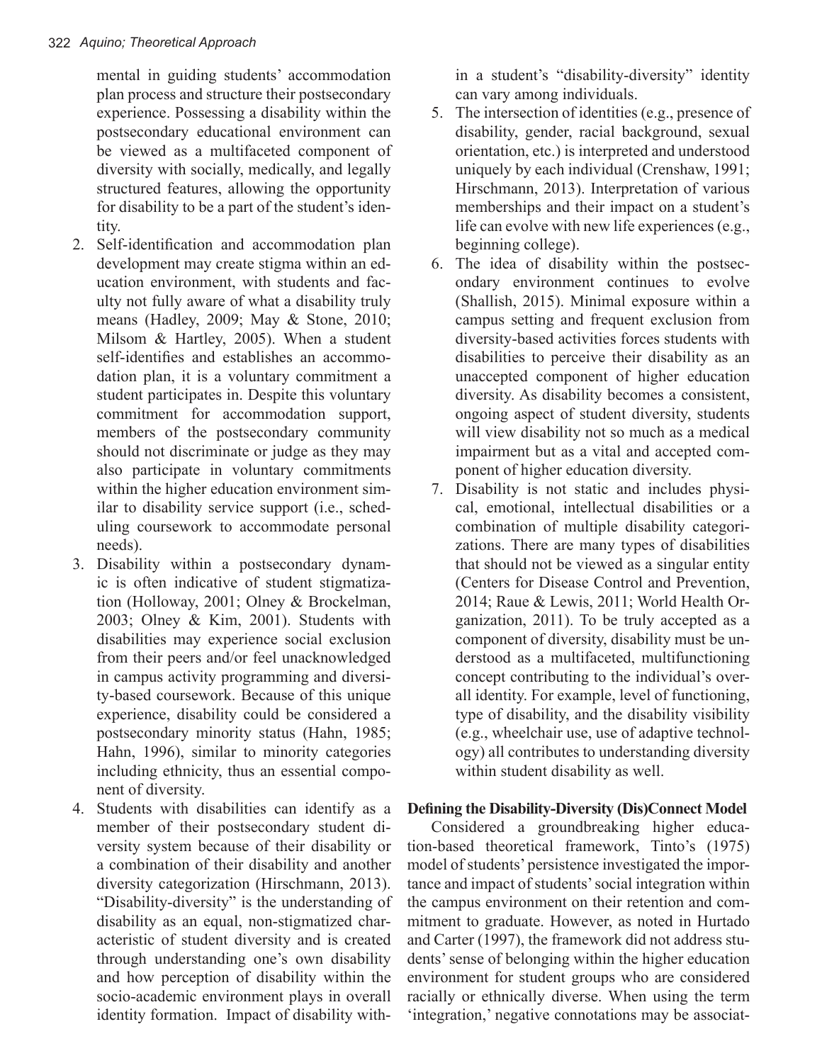mental in guiding students' accommodation plan process and structure their postsecondary experience. Possessing a disability within the postsecondary educational environment can be viewed as a multifaceted component of diversity with socially, medically, and legally structured features, allowing the opportunity for disability to be a part of the student's identity.

2. Self-identification and accommodation plan development may create stigma within an education environment, with students and faculty not fully aware of what a disability truly means (Hadley, 2009; May & Stone, 2010; Milsom & Hartley, 2005). When a student self-identifies and establishes an accommodation plan, it is a voluntary commitment a student participates in. Despite this voluntary commitment for accommodation support, members of the postsecondary community should not discriminate or judge as they may also participate in voluntary commitments within the higher education environment similar to disability service support (i.e., scheduling coursework to accommodate personal needs).
3. Disability within a postsecondary dynamic is often indicative of student stigmatization (Holloway, 2001; Olney & Brockelman, 2003; Olney & Kim, 2001). Students with disabilities may experience social exclusion from their peers and/or feel unacknowledged in campus activity programming and diversity-based coursework. Because of this unique experience, disability could be considered a postsecondary minority status (Hahn, 1985; Hahn, 1996), similar to minority categories including ethnicity, thus an essential component of diversity.
4. Students with disabilities can identify as a member of their postsecondary student diversity system because of their disability or a combination of their disability and another diversity categorization (Hirschmann, 2013). "Disability-diversity" is the understanding of disability as an equal, non-stigmatized characteristic of student diversity and is created through understanding one's own disability and how perception of disability within the socio-academic environment plays in overall identity formation. Impact of disability within a student's "disability-diversity" identity can vary among individuals.
5. The intersection of identities (e.g., presence of disability, gender, racial background, sexual orientation, etc.) is interpreted and understood uniquely by each individual (Crenshaw, 1991; Hirschmann, 2013). Interpretation of various memberships and their impact on a student's life can evolve with new life experiences (e.g., beginning college).
6. The idea of disability within the postsecondary environment continues to evolve (Shallish, 2015). Minimal exposure within a campus setting and frequent exclusion from diversity-based activities forces students with disabilities to perceive their disability as an unaccepted component of higher education diversity. As disability becomes a consistent, ongoing aspect of student diversity, students will view disability not so much as a medical impairment but as a vital and accepted component of higher education diversity.
7. Disability is not static and includes physical, emotional, intellectual disabilities or a combination of multiple disability categorizations. There are many types of disabilities that should not be viewed as a singular entity (Centers for Disease Control and Prevention, 2014; Raue & Lewis, 2011; World Health Organization, 2011). To be truly accepted as a component of diversity, disability must be understood as a multifaceted, multifunctioning concept contributing to the individual's overall identity. For example, level of functioning, type of disability, and the disability visibility (e.g., wheelchair use, use of adaptive technology) all contributes to understanding diversity within student disability as well.

**Defining the Disability-Diversity (Dis)Connect Model**

Considered a groundbreaking higher education-based theoretical framework, Tinto's (1975) model of students' persistence investigated the importance and impact of students' social integration within the campus environment on their retention and commitment to graduate. However, as noted in Hurtado and Carter (1997), the framework did not address students' sense of belonging within the higher education environment for student groups who are considered racially or ethnically diverse. When using the term 'integration,' negative connotations may be associat-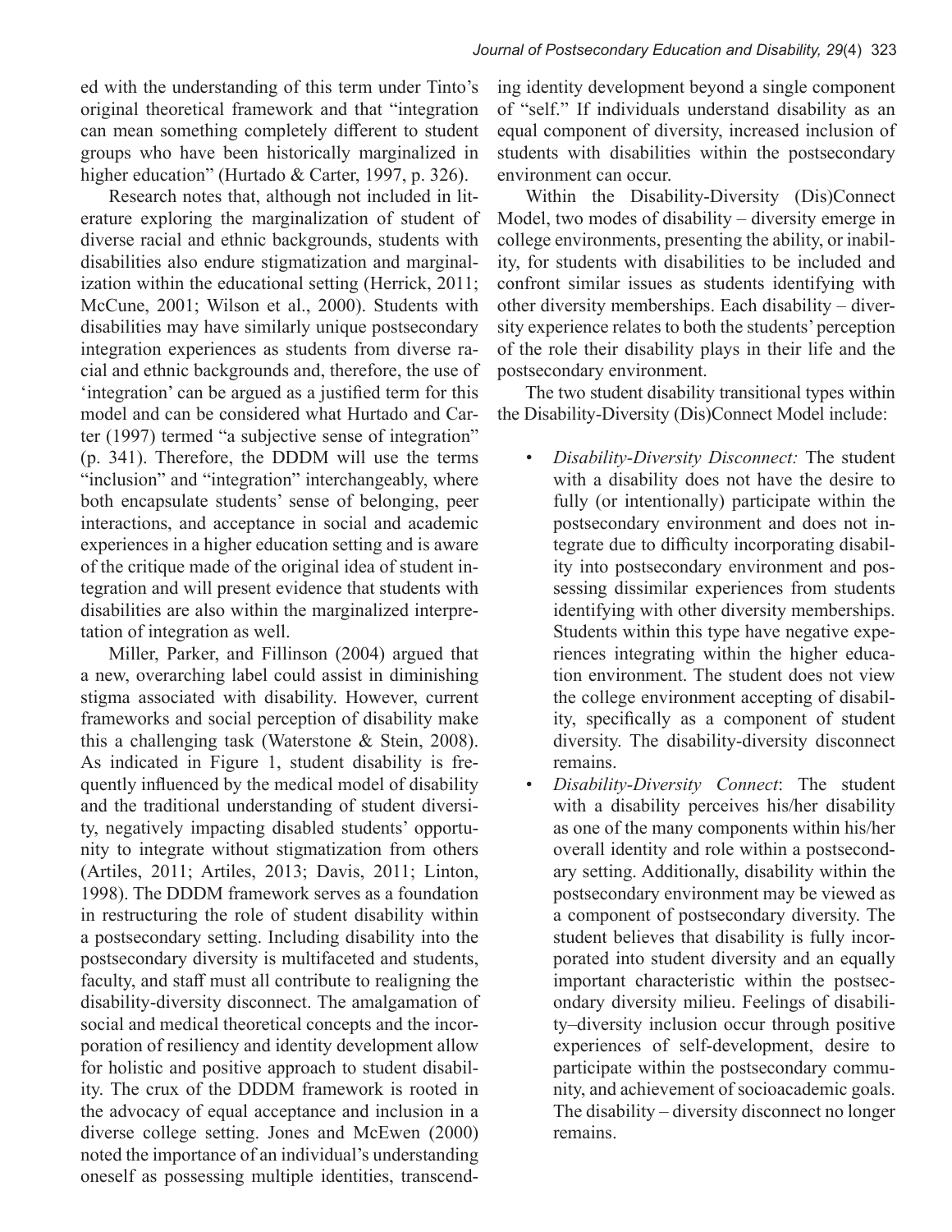ed with the understanding of this term under Tinto's original theoretical framework and that "integration can mean something completely different to student groups who have been historically marginalized in higher education" (Hurtado & Carter, 1997, p. 326).

Research notes that, although not included in literature exploring the marginalization of student of diverse racial and ethnic backgrounds, students with disabilities also endure stigmatization and marginalization within the educational setting (Herrick, 2011; McCune, 2001; Wilson et al., 2000). Students with disabilities may have similarly unique postsecondary integration experiences as students from diverse racial and ethnic backgrounds and, therefore, the use of 'integration' can be argued as a justified term for this model and can be considered what Hurtado and Carter (1997) termed "a subjective sense of integration" (p. 341). Therefore, the DDDM will use the terms "inclusion" and "integration" interchangeably, where both encapsulate students' sense of belonging, peer interactions, and acceptance in social and academic experiences in a higher education setting and is aware of the critique made of the original idea of student integration and will present evidence that students with disabilities are also within the marginalized interpretation of integration as well.

Miller, Parker, and Fillinson (2004) argued that a new, overarching label could assist in diminishing stigma associated with disability. However, current frameworks and social perception of disability make this a challenging task (Waterstone & Stein, 2008). As indicated in Figure 1, student disability is frequently influenced by the medical model of disability and the traditional understanding of student diversity, negatively impacting disabled students' opportunity to integrate without stigmatization from others (Artiles, 2011; Artiles, 2013; Davis, 2011; Linton, 1998). The DDDM framework serves as a foundation in restructuring the role of student disability within a postsecondary setting. Including disability into the postsecondary diversity is multifaceted and students, faculty, and staff must all contribute to realigning the disability-diversity disconnect. The amalgamation of social and medical theoretical concepts and the incorporation of resiliency and identity development allow for holistic and positive approach to student disability. The crux of the DDDM framework is rooted in the advocacy of equal acceptance and inclusion in a diverse college setting. Jones and McEwen (2000) noted the importance of an individual's understanding oneself as possessing multiple identities, transcending identity development beyond a single component of "self." If individuals understand disability as an equal component of diversity, increased inclusion of students with disabilities within the postsecondary environment can occur.

Within the Disability-Diversity (Dis)Connect Model, two modes of disability – diversity emerge in college environments, presenting the ability, or inability, for students with disabilities to be included and confront similar issues as students identifying with other diversity memberships. Each disability – diversity experience relates to both the students' perception of the role their disability plays in their life and the postsecondary environment.

The two student disability transitional types within the Disability-Diversity (Dis)Connect Model include:

- *Disability-Diversity Disconnect:* The student with a disability does not have the desire to fully (or intentionally) participate within the postsecondary environment and does not integrate due to difficulty incorporating disability into postsecondary environment and possessing dissimilar experiences from students identifying with other diversity memberships. Students within this type have negative experiences integrating within the higher education environment. The student does not view the college environment accepting of disability, specifically as a component of student diversity. The disability-diversity disconnect remains.
- *Disability-Diversity Connect*: The student with a disability perceives his/her disability as one of the many components within his/her overall identity and role within a postsecondary setting. Additionally, disability within the postsecondary environment may be viewed as a component of postsecondary diversity. The student believes that disability is fully incorporated into student diversity and an equally important characteristic within the postsecondary diversity milieu. Feelings of disability–diversity inclusion occur through positive experiences of self-development, desire to participate within the postsecondary community, and achievement of socioacademic goals. The disability – diversity disconnect no longer remains.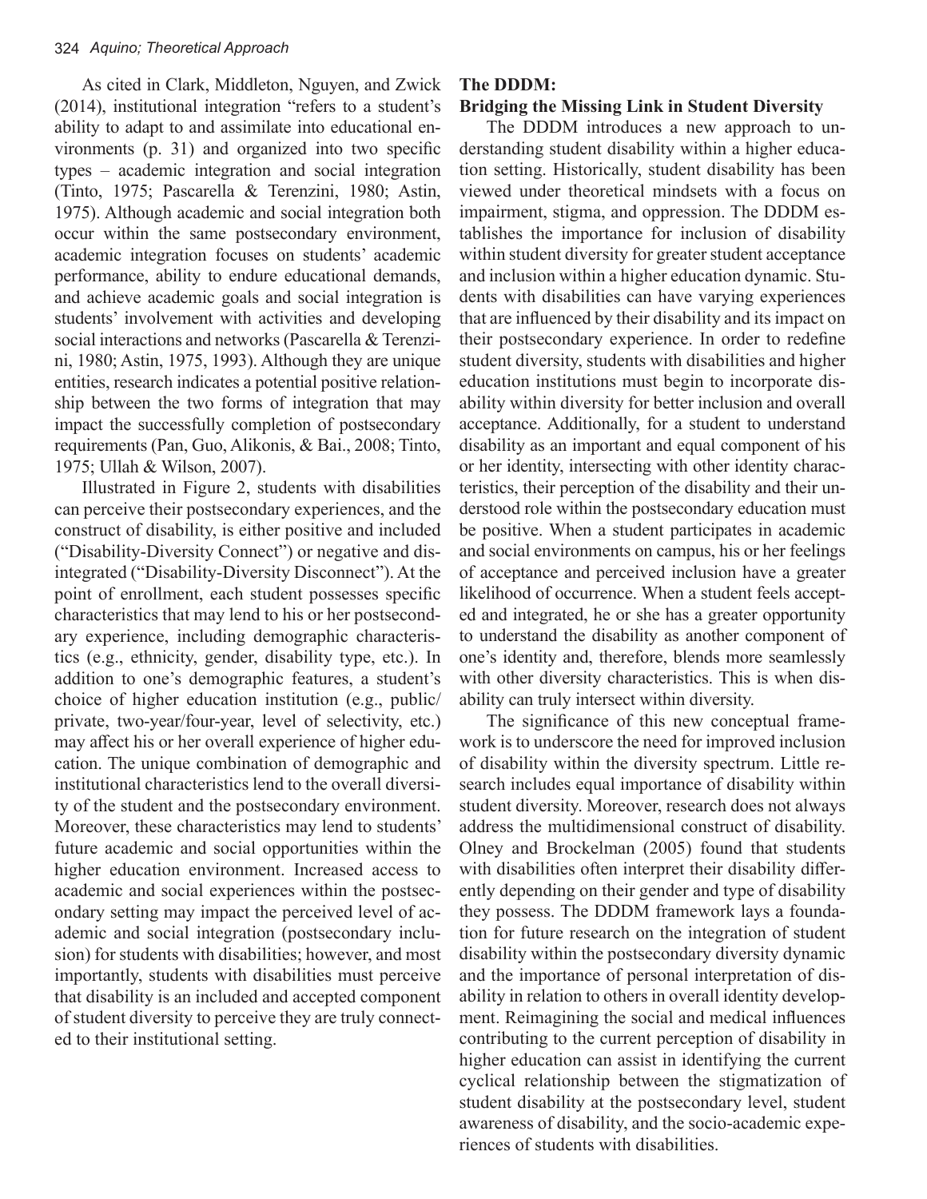As cited in Clark, Middleton, Nguyen, and Zwick (2014), institutional integration "refers to a student's ability to adapt to and assimilate into educational environments (p. 31) and organized into two specific types – academic integration and social integration (Tinto, 1975; Pascarella & Terenzini, 1980; Astin, 1975). Although academic and social integration both occur within the same postsecondary environment, academic integration focuses on students' academic performance, ability to endure educational demands, and achieve academic goals and social integration is students' involvement with activities and developing social interactions and networks (Pascarella & Terenzini, 1980; Astin, 1975, 1993). Although they are unique entities, research indicates a potential positive relationship between the two forms of integration that may impact the successfully completion of postsecondary requirements (Pan, Guo, Alikonis, & Bai., 2008; Tinto, 1975; Ullah & Wilson, 2007).

Illustrated in Figure 2, students with disabilities can perceive their postsecondary experiences, and the construct of disability, is either positive and included ("Disability-Diversity Connect") or negative and disintegrated ("Disability-Diversity Disconnect"). At the point of enrollment, each student possesses specific characteristics that may lend to his or her postsecondary experience, including demographic characteristics (e.g., ethnicity, gender, disability type, etc.). In addition to one's demographic features, a student's choice of higher education institution (e.g., public/private, two-year/four-year, level of selectivity, etc.) may affect his or her overall experience of higher education. The unique combination of demographic and institutional characteristics lend to the overall diversity of the student and the postsecondary environment. Moreover, these characteristics may lend to students' future academic and social opportunities within the higher education environment. Increased access to academic and social experiences within the postsecondary setting may impact the perceived level of academic and social integration (postsecondary inclusion) for students with disabilities; however, and most importantly, students with disabilities must perceive that disability is an included and accepted component of student diversity to perceive they are truly connected to their institutional setting.

### The DDDM: Bridging the Missing Link in Student Diversity

The DDDM introduces a new approach to understanding student disability within a higher education setting. Historically, student disability has been viewed under theoretical mindsets with a focus on impairment, stigma, and oppression. The DDDM establishes the importance for inclusion of disability within student diversity for greater student acceptance and inclusion within a higher education dynamic. Students with disabilities can have varying experiences that are influenced by their disability and its impact on their postsecondary experience. In order to redefine student diversity, students with disabilities and higher education institutions must begin to incorporate disability within diversity for better inclusion and overall acceptance. Additionally, for a student to understand disability as an important and equal component of his or her identity, intersecting with other identity characteristics, their perception of the disability and their understood role within the postsecondary education must be positive. When a student participates in academic and social environments on campus, his or her feelings of acceptance and perceived inclusion have a greater likelihood of occurrence. When a student feels accepted and integrated, he or she has a greater opportunity to understand the disability as another component of one's identity and, therefore, blends more seamlessly with other diversity characteristics. This is when disability can truly intersect within diversity.

The significance of this new conceptual framework is to underscore the need for improved inclusion of disability within the diversity spectrum. Little research includes equal importance of disability within student diversity. Moreover, research does not always address the multidimensional construct of disability. Olney and Brockelman (2005) found that students with disabilities often interpret their disability differently depending on their gender and type of disability they possess. The DDDM framework lays a foundation for future research on the integration of student disability within the postsecondary diversity dynamic and the importance of personal interpretation of disability in relation to others in overall identity development. Reimagining the social and medical influences contributing to the current perception of disability in higher education can assist in identifying the current cyclical relationship between the stigmatization of student disability at the postsecondary level, student awareness of disability, and the socio-academic experiences of students with disabilities.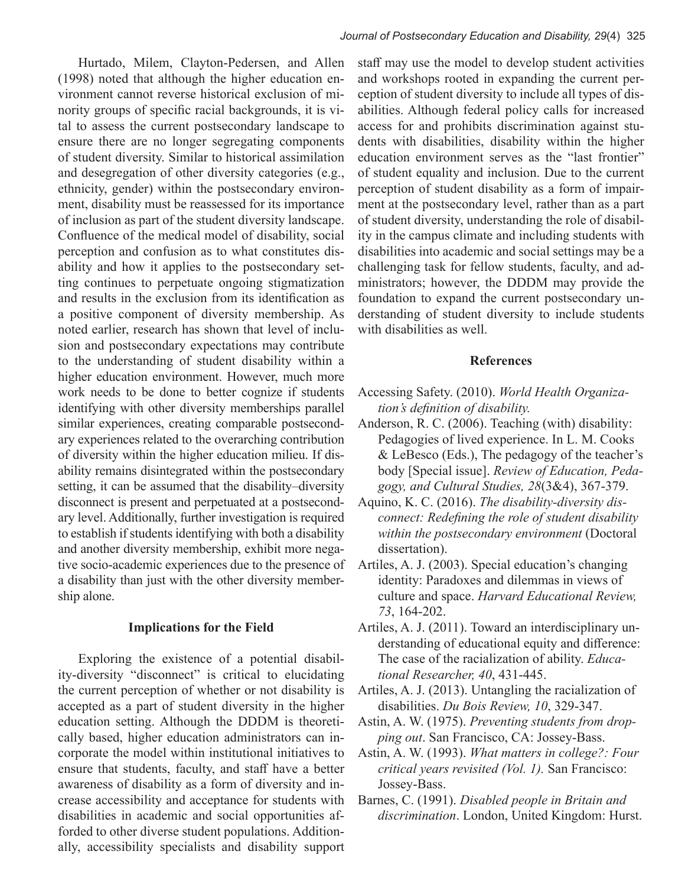Hurtado, Milem, Clayton-Pedersen, and Allen (1998) noted that although the higher education environment cannot reverse historical exclusion of minority groups of specific racial backgrounds, it is vital to assess the current postsecondary landscape to ensure there are no longer segregating components of student diversity. Similar to historical assimilation and desegregation of other diversity categories (e.g., ethnicity, gender) within the postsecondary environment, disability must be reassessed for its importance of inclusion as part of the student diversity landscape. Confluence of the medical model of disability, social perception and confusion as to what constitutes disability and how it applies to the postsecondary setting continues to perpetuate ongoing stigmatization and results in the exclusion from its identification as a positive component of diversity membership. As noted earlier, research has shown that level of inclusion and postsecondary expectations may contribute to the understanding of student disability within a higher education environment. However, much more work needs to be done to better cognize if students identifying with other diversity memberships parallel similar experiences, creating comparable postsecondary experiences related to the overarching contribution of diversity within the higher education milieu. If disability remains disintegrated within the postsecondary setting, it can be assumed that the disability–diversity disconnect is present and perpetuated at a postsecondary level. Additionally, further investigation is required to establish if students identifying with both a disability and another diversity membership, exhibit more negative socio-academic experiences due to the presence of a disability than just with the other diversity membership alone.

## Implications for the Field

Exploring the existence of a potential disability-diversity "disconnect" is critical to elucidating the current perception of whether or not disability is accepted as a part of student diversity in the higher education setting. Although the DDDM is theoretically based, higher education administrators can incorporate the model within institutional initiatives to ensure that students, faculty, and staff have a better awareness of disability as a form of diversity and increase accessibility and acceptance for students with disabilities in academic and social opportunities afforded to other diverse student populations. Additionally, accessibility specialists and disability support staff may use the model to develop student activities and workshops rooted in expanding the current perception of student diversity to include all types of disabilities. Although federal policy calls for increased access for and prohibits discrimination against students with disabilities, disability within the higher education environment serves as the "last frontier" of student equality and inclusion. Due to the current perception of student disability as a form of impairment at the postsecondary level, rather than as a part of student diversity, understanding the role of disability in the campus climate and including students with disabilities into academic and social settings may be a challenging task for fellow students, faculty, and administrators; however, the DDDM may provide the foundation to expand the current postsecondary understanding of student diversity to include students with disabilities as well.

## References

Accessing Safety. (2010). *World Health Organization's definition of disability.*

Anderson, R. C. (2006). Teaching (with) disability: Pedagogies of lived experience. In L. M. Cooks & LeBesco (Eds.), The pedagogy of the teacher's body [Special issue]. *Review of Education, Pedagogy, and Cultural Studies, 28*(3&4), 367-379.

Aquino, K. C. (2016). *The disability-diversity disconnect: Redefining the role of student disability within the postsecondary environment* (Doctoral dissertation).

Artiles, A. J. (2003). Special education's changing identity: Paradoxes and dilemmas in views of culture and space. *Harvard Educational Review, 73*, 164-202.

Artiles, A. J. (2011). Toward an interdisciplinary understanding of educational equity and difference: The case of the racialization of ability. *Educational Researcher, 40*, 431-445.

Artiles, A. J. (2013). Untangling the racialization of disabilities. *Du Bois Review, 10*, 329-347.

Astin, A. W. (1975). *Preventing students from dropping out*. San Francisco, CA: Jossey-Bass.

Astin, A. W. (1993). *What matters in college?: Four critical years revisited (Vol. 1).* San Francisco: Jossey-Bass.

Barnes, C. (1991). *Disabled people in Britain and discrimination*. London, United Kingdom: Hurst.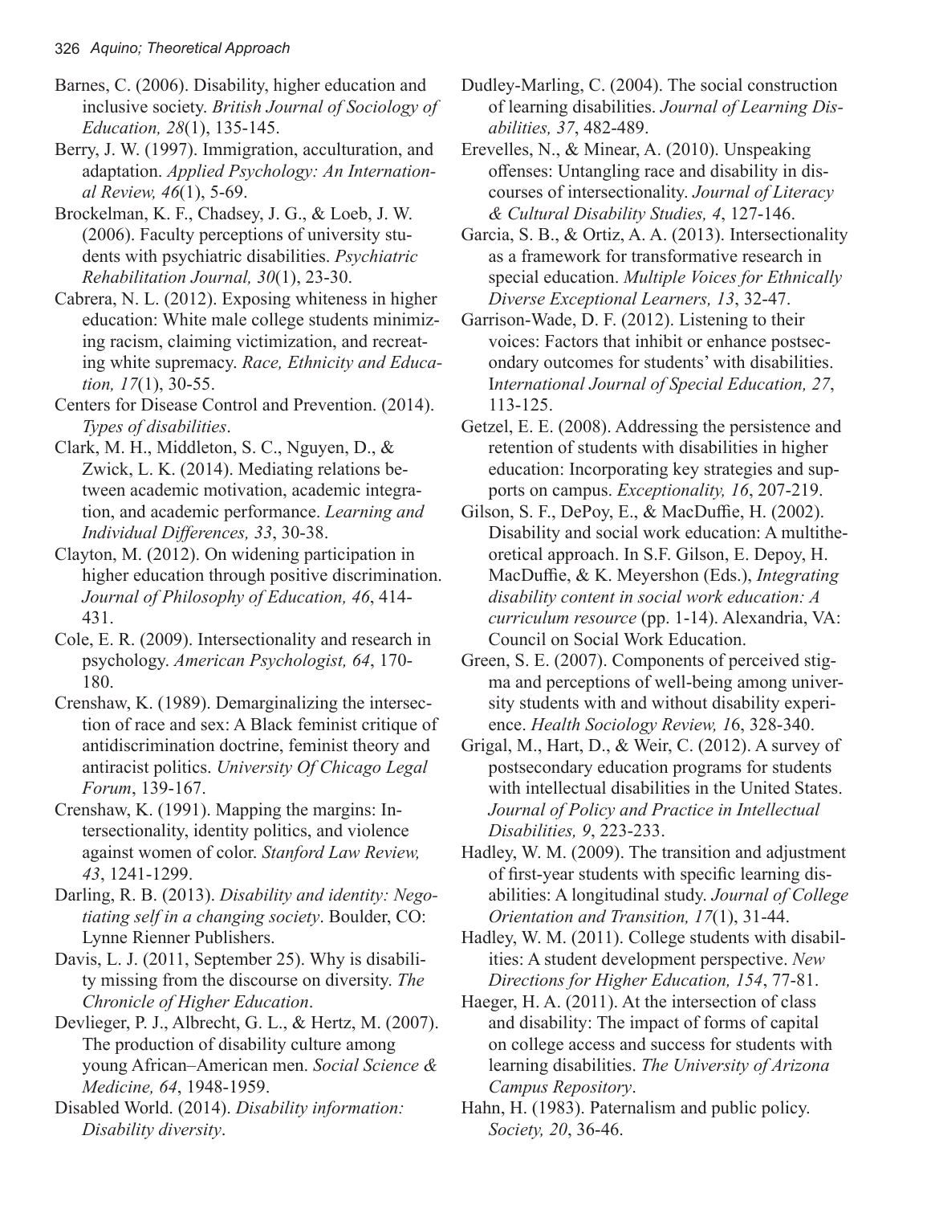Barnes, C. (2006). Disability, higher education and inclusive society. *British Journal of Sociology of Education, 28*(1), 135-145.

Berry, J. W. (1997). Immigration, acculturation, and adaptation. *Applied Psychology: An International Review, 46*(1), 5-69.

Brockelman, K. F., Chadsey, J. G., & Loeb, J. W. (2006). Faculty perceptions of university students with psychiatric disabilities. *Psychiatric Rehabilitation Journal, 30*(1), 23-30.

Cabrera, N. L. (2012). Exposing whiteness in higher education: White male college students minimizing racism, claiming victimization, and recreating white supremacy. *Race, Ethnicity and Education, 17*(1), 30-55.

Centers for Disease Control and Prevention. (2014). *Types of disabilities*.

Clark, M. H., Middleton, S. C., Nguyen, D., & Zwick, L. K. (2014). Mediating relations between academic motivation, academic integration, and academic performance. *Learning and Individual Differences, 33*, 30-38.

Clayton, M. (2012). On widening participation in higher education through positive discrimination. *Journal of Philosophy of Education, 46*, 414-431.

Cole, E. R. (2009). Intersectionality and research in psychology. *American Psychologist, 64*, 170-180.

Crenshaw, K. (1989). Demarginalizing the intersection of race and sex: A Black feminist critique of antidiscrimination doctrine, feminist theory and antiracist politics. *University Of Chicago Legal Forum*, 139-167.

Crenshaw, K. (1991). Mapping the margins: Intersectionality, identity politics, and violence against women of color. *Stanford Law Review, 43*, 1241-1299.

Darling, R. B. (2013). *Disability and identity: Negotiating self in a changing society*. Boulder, CO: Lynne Rienner Publishers.

Davis, L. J. (2011, September 25). Why is disability missing from the discourse on diversity. *The Chronicle of Higher Education*.

Devlieger, P. J., Albrecht, G. L., & Hertz, M. (2007). The production of disability culture among young African–American men. *Social Science & Medicine, 64*, 1948-1959.

Disabled World. (2014). *Disability information: Disability diversity*.

Dudley-Marling, C. (2004). The social construction of learning disabilities. *Journal of Learning Disabilities, 37*, 482-489.

Erevelles, N., & Minear, A. (2010). Unspeaking offenses: Untangling race and disability in discourses of intersectionality. *Journal of Literacy & Cultural Disability Studies, 4*, 127-146.

Garcia, S. B., & Ortiz, A. A. (2013). Intersectionality as a framework for transformative research in special education. *Multiple Voices for Ethnically Diverse Exceptional Learners, 13*, 32-47.

Garrison-Wade, D. F. (2012). Listening to their voices: Factors that inhibit or enhance postsecondary outcomes for students' with disabilities. I*nternational Journal of Special Education, 27*, 113-125.

Getzel, E. E. (2008). Addressing the persistence and retention of students with disabilities in higher education: Incorporating key strategies and supports on campus. *Exceptionality, 16*, 207-219.

Gilson, S. F., DePoy, E., & MacDuffie, H. (2002). Disability and social work education: A multitheoretical approach. In S.F. Gilson, E. Depoy, H. MacDuffie, & K. Meyershon (Eds.), *Integrating disability content in social work education: A curriculum resource* (pp. 1-14). Alexandria, VA: Council on Social Work Education.

Green, S. E. (2007). Components of perceived stigma and perceptions of well-being among university students with and without disability experience. *Health Sociology Review, 1*6, 328-340.

Grigal, M., Hart, D., & Weir, C. (2012). A survey of postsecondary education programs for students with intellectual disabilities in the United States. *Journal of Policy and Practice in Intellectual Disabilities, 9*, 223-233.

Hadley, W. M. (2009). The transition and adjustment of first-year students with specific learning disabilities: A longitudinal study. *Journal of College Orientation and Transition, 17*(1), 31-44.

Hadley, W. M. (2011). College students with disabilities: A student development perspective. *New Directions for Higher Education, 154*, 77-81.

Haeger, H. A. (2011). At the intersection of class and disability: The impact of forms of capital on college access and success for students with learning disabilities. *The University of Arizona Campus Repository*.

Hahn, H. (1983). Paternalism and public policy. *Society, 20*, 36-46.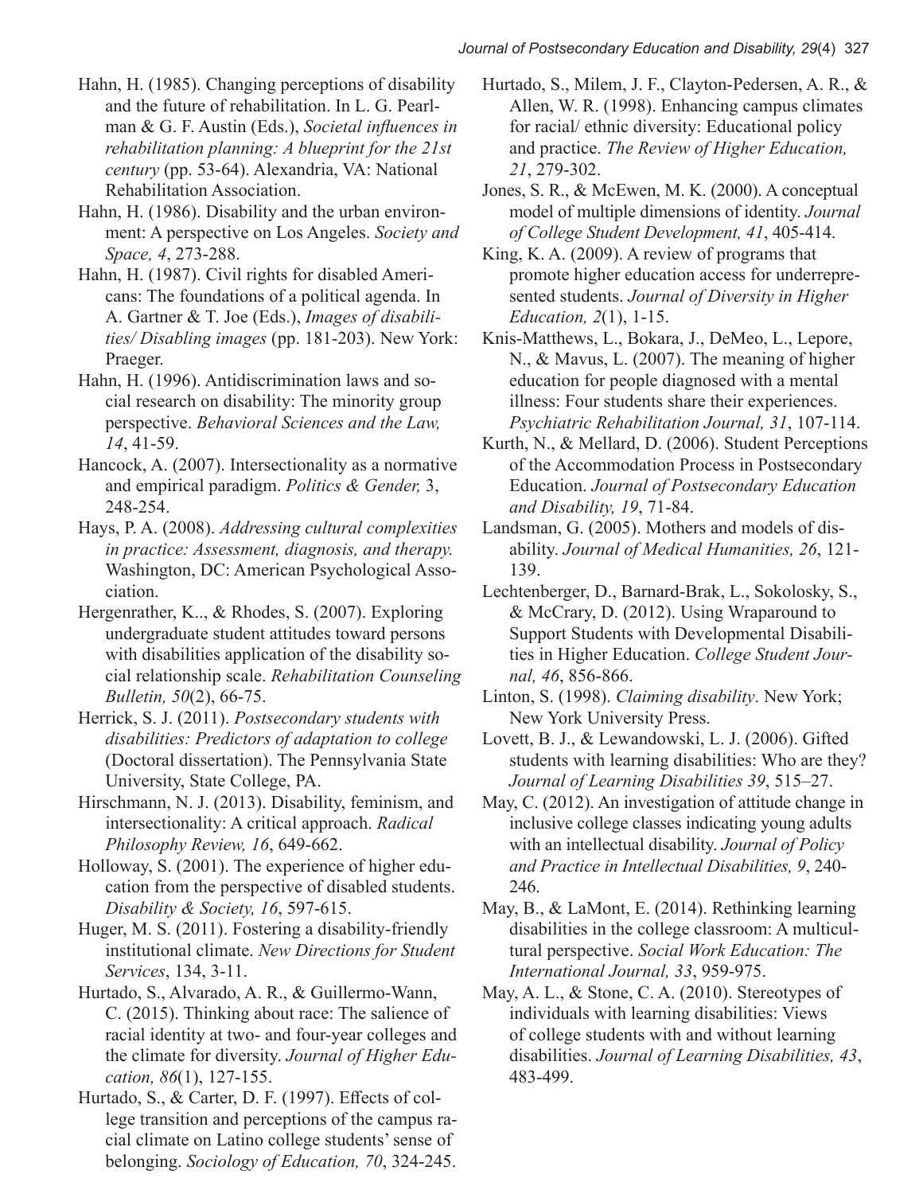Hahn, H. (1985). Changing perceptions of disability and the future of rehabilitation. In L. G. Pearlman & G. F. Austin (Eds.), *Societal influences in rehabilitation planning: A blueprint for the 21st century* (pp. 53-64). Alexandria, VA: National Rehabilitation Association.

Hahn, H. (1986). Disability and the urban environment: A perspective on Los Angeles. *Society and Space, 4*, 273-288.

Hahn, H. (1987). Civil rights for disabled Americans: The foundations of a political agenda. In A. Gartner & T. Joe (Eds.), *Images of disabilities/ Disabling images* (pp. 181-203). New York: Praeger.

Hahn, H. (1996). Antidiscrimination laws and social research on disability: The minority group perspective. *Behavioral Sciences and the Law, 14*, 41-59.

Hancock, A. (2007). Intersectionality as a normative and empirical paradigm. *Politics & Gender,* 3, 248-254.

Hays, P. A. (2008). *Addressing cultural complexities in practice: Assessment, diagnosis, and therapy.* Washington, DC: American Psychological Association.

Hergenrather, K.., & Rhodes, S. (2007). Exploring undergraduate student attitudes toward persons with disabilities application of the disability social relationship scale. *Rehabilitation Counseling Bulletin, 50*(2), 66-75.

Herrick, S. J. (2011). *Postsecondary students with disabilities: Predictors of adaptation to college* (Doctoral dissertation). The Pennsylvania State University, State College, PA.

Hirschmann, N. J. (2013). Disability, feminism, and intersectionality: A critical approach. *Radical Philosophy Review, 16*, 649-662.

Holloway, S. (2001). The experience of higher education from the perspective of disabled students. *Disability & Society, 16*, 597-615.

Huger, M. S. (2011). Fostering a disability-friendly institutional climate. *New Directions for Student Services*, 134, 3-11.

Hurtado, S., Alvarado, A. R., & Guillermo-Wann, C. (2015). Thinking about race: The salience of racial identity at two- and four-year colleges and the climate for diversity. *Journal of Higher Education, 86*(1), 127-155.

Hurtado, S., & Carter, D. F. (1997). Effects of college transition and perceptions of the campus racial climate on Latino college students' sense of belonging. *Sociology of Education, 70*, 324-245.

Hurtado, S., Milem, J. F., Clayton-Pedersen, A. R., & Allen, W. R. (1998). Enhancing campus climates for racial/ ethnic diversity: Educational policy and practice. *The Review of Higher Education, 21*, 279-302.

Jones, S. R., & McEwen, M. K. (2000). A conceptual model of multiple dimensions of identity. *Journal of College Student Development, 41*, 405-414.

King, K. A. (2009). A review of programs that promote higher education access for underrepresented students. *Journal of Diversity in Higher Education, 2*(1), 1-15.

Knis-Matthews, L., Bokara, J., DeMeo, L., Lepore, N., & Mavus, L. (2007). The meaning of higher education for people diagnosed with a mental illness: Four students share their experiences. *Psychiatric Rehabilitation Journal, 31*, 107-114.

Kurth, N., & Mellard, D. (2006). Student Perceptions of the Accommodation Process in Postsecondary Education. *Journal of Postsecondary Education and Disability, 19*, 71-84.

Landsman, G. (2005). Mothers and models of disability. *Journal of Medical Humanities, 26*, 121-139.

Lechtenberger, D., Barnard-Brak, L., Sokolosky, S., & McCrary, D. (2012). Using Wraparound to Support Students with Developmental Disabilities in Higher Education. *College Student Journal, 46*, 856-866.

Linton, S. (1998). *Claiming disability*. New York; New York University Press.

Lovett, B. J., & Lewandowski, L. J. (2006). Gifted students with learning disabilities: Who are they? *Journal of Learning Disabilities 39*, 515–27.

May, C. (2012). An investigation of attitude change in inclusive college classes indicating young adults with an intellectual disability. *Journal of Policy and Practice in Intellectual Disabilities, 9*, 240-246.

May, B., & LaMont, E. (2014). Rethinking learning disabilities in the college classroom: A multicultural perspective. *Social Work Education: The International Journal, 33*, 959-975.

May, A. L., & Stone, C. A. (2010). Stereotypes of individuals with learning disabilities: Views of college students with and without learning disabilities. *Journal of Learning Disabilities, 43*, 483-499.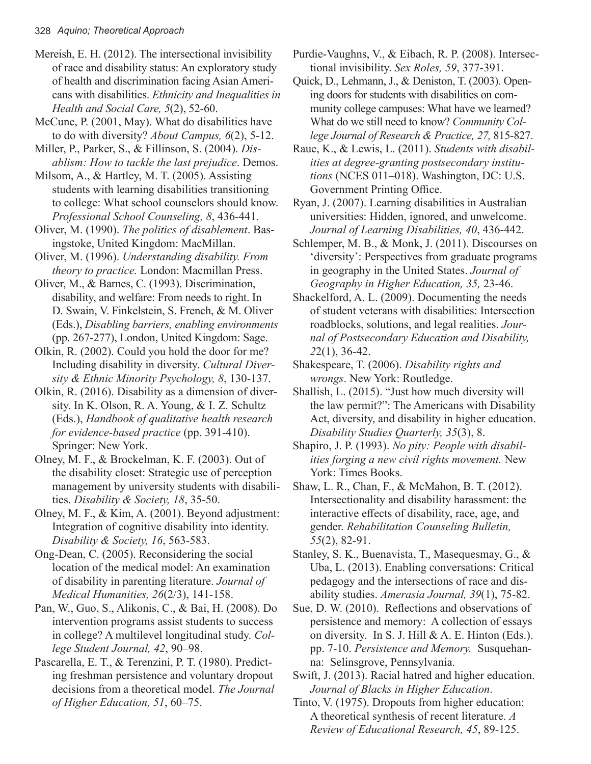Mereish, E. H. (2012). The intersectional invisibility of race and disability status: An exploratory study of health and discrimination facing Asian Americans with disabilities. *Ethnicity and Inequalities in Health and Social Care, 5*(2), 52-60.

McCune, P. (2001, May). What do disabilities have to do with diversity? *About Campus, 6*(2), 5-12.

Miller, P., Parker, S., & Fillinson, S. (2004). *Disablism: How to tackle the last prejudice*. Demos.

Milsom, A., & Hartley, M. T. (2005). Assisting students with learning disabilities transitioning to college: What school counselors should know. *Professional School Counseling, 8*, 436-441.

Oliver, M. (1990). *The politics of disablement*. Basingstoke, United Kingdom: MacMillan.

Oliver, M. (1996). *Understanding disability. From theory to practice.* London: Macmillan Press.

Oliver, M., & Barnes, C. (1993). Discrimination, disability, and welfare: From needs to right. In D. Swain, V. Finkelstein, S. French, & M. Oliver (Eds.), *Disabling barriers, enabling environments* (pp. 267-277), London, United Kingdom: Sage.

Olkin, R. (2002). Could you hold the door for me? Including disability in diversity. *Cultural Diversity & Ethnic Minority Psychology, 8*, 130-137.

Olkin, R. (2016). Disability as a dimension of diversity. In K. Olson, R. A. Young, & I. Z. Schultz (Eds.), *Handbook of qualitative health research for evidence-based practice* (pp. 391-410). Springer: New York.

Olney, M. F., & Brockelman, K. F. (2003). Out of the disability closet: Strategic use of perception management by university students with disabilities. *Disability & Society, 18*, 35-50.

Olney, M. F., & Kim, A. (2001). Beyond adjustment: Integration of cognitive disability into identity. *Disability & Society, 16*, 563-583.

Ong-Dean, C. (2005). Reconsidering the social location of the medical model: An examination of disability in parenting literature. *Journal of Medical Humanities, 26*(2/3), 141-158.

Pan, W., Guo, S., Alikonis, C., & Bai, H. (2008). Do intervention programs assist students to success in college? A multilevel longitudinal study. *College Student Journal, 42*, 90–98.

Pascarella, E. T., & Terenzini, P. T. (1980). Predicting freshman persistence and voluntary dropout decisions from a theoretical model. *The Journal of Higher Education, 51*, 60–75.

Purdie-Vaughns, V., & Eibach, R. P. (2008). Intersectional invisibility. *Sex Roles, 59*, 377-391.

Quick, D., Lehmann, J., & Deniston, T. (2003). Opening doors for students with disabilities on community college campuses: What have we learned? What do we still need to know? *Community College Journal of Research & Practice, 27,* 815-827.

Raue, K., & Lewis, L. (2011). *Students with disabilities at degree-granting postsecondary institutions* (NCES 011–018). Washington, DC: U.S. Government Printing Office.

Ryan, J. (2007). Learning disabilities in Australian universities: Hidden, ignored, and unwelcome. *Journal of Learning Disabilities, 40*, 436-442.

Schlemper, M. B., & Monk, J. (2011). Discourses on 'diversity': Perspectives from graduate programs in geography in the United States. *Journal of Geography in Higher Education, 35,* 23-46.

Shackelford, A. L. (2009). Documenting the needs of student veterans with disabilities: Intersection roadblocks, solutions, and legal realities. *Journal of Postsecondary Education and Disability, 22*(1), 36-42.

Shakespeare, T. (2006). *Disability rights and wrongs*. New York: Routledge.

Shallish, L. (2015). "Just how much diversity will the law permit?": The Americans with Disability Act, diversity, and disability in higher education. *Disability Studies Quarterly, 35*(3), 8.

Shapiro, J. P. (1993). *No pity: People with disabilities forging a new civil rights movement.* New York: Times Books.

Shaw, L. R., Chan, F., & McMahon, B. T. (2012). Intersectionality and disability harassment: the interactive effects of disability, race, age, and gender. *Rehabilitation Counseling Bulletin, 55*(2), 82-91.

Stanley, S. K., Buenavista, T., Masequesmay, G., & Uba, L. (2013). Enabling conversations: Critical pedagogy and the intersections of race and disability studies. *Amerasia Journal, 39*(1), 75-82.

Sue, D. W. (2010). Reflections and observations of persistence and memory: A collection of essays on diversity. In S. J. Hill & A. E. Hinton (Eds.). pp. 7-10. *Persistence and Memory.* Susquehanna: Selinsgrove, Pennsylvania.

Swift, J. (2013). Racial hatred and higher education. *Journal of Blacks in Higher Education*.

Tinto, V. (1975). Dropouts from higher education: A theoretical synthesis of recent literature. *A Review of Educational Research, 45*, 89-125.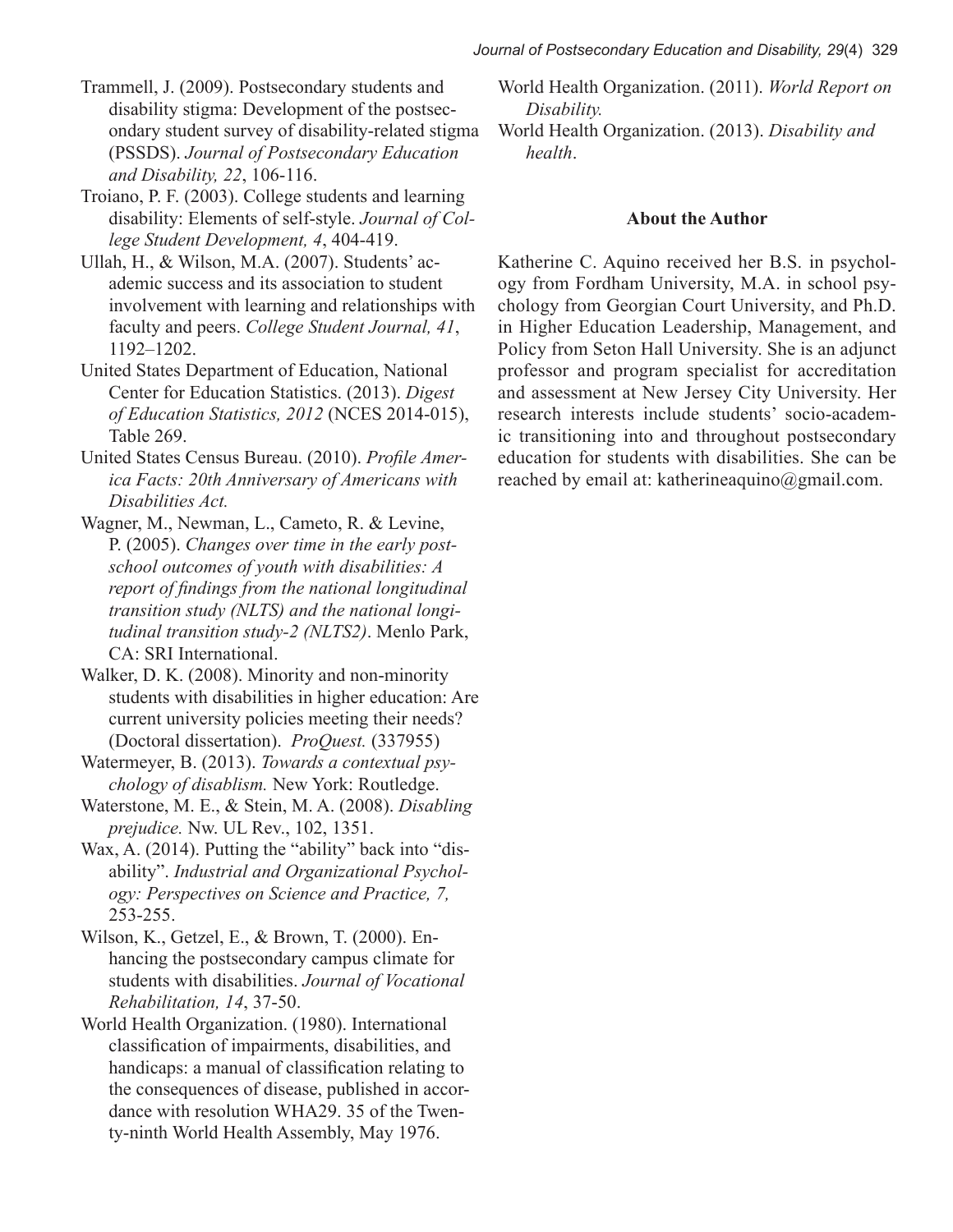Trammell, J. (2009). Postsecondary students and disability stigma: Development of the postsecondary student survey of disability-related stigma (PSSDS). *Journal of Postsecondary Education and Disability, 22*, 106-116.

Troiano, P. F. (2003). College students and learning disability: Elements of self-style. *Journal of College Student Development, 4*, 404-419.

Ullah, H., & Wilson, M.A. (2007). Students' academic success and its association to student involvement with learning and relationships with faculty and peers. *College Student Journal, 41*, 1192–1202.

United States Department of Education, National Center for Education Statistics. (2013). *Digest of Education Statistics, 2012* (NCES 2014-015), Table 269.

United States Census Bureau. (2010). *Profile America Facts: 20th Anniversary of Americans with Disabilities Act.*

Wagner, M., Newman, L., Cameto, R. & Levine, P. (2005). *Changes over time in the early post-school outcomes of youth with disabilities: A report of findings from the national longitudinal transition study (NLTS) and the national longitudinal transition study-2 (NLTS2)*. Menlo Park, CA: SRI International.

Walker, D. K. (2008). Minority and non-minority students with disabilities in higher education: Are current university policies meeting their needs? (Doctoral dissertation). *ProQuest.* (337955)

Watermeyer, B. (2013). *Towards a contextual psychology of disablism.* New York: Routledge.

Waterstone, M. E., & Stein, M. A. (2008). *Disabling prejudice.* Nw. UL Rev., 102, 1351.

Wax, A. (2014). Putting the "ability" back into "disability". *Industrial and Organizational Psychology: Perspectives on Science and Practice, 7,* 253-255.

Wilson, K., Getzel, E., & Brown, T. (2000). Enhancing the postsecondary campus climate for students with disabilities. *Journal of Vocational Rehabilitation, 14*, 37-50.

World Health Organization. (1980). International classification of impairments, disabilities, and handicaps: a manual of classification relating to the consequences of disease, published in accordance with resolution WHA29. 35 of the Twenty-ninth World Health Assembly, May 1976.

World Health Organization. (2011). *World Report on Disability.*

World Health Organization. (2013). *Disability and health*.

**About the Author**

Katherine C. Aquino received her B.S. in psychology from Fordham University, M.A. in school psychology from Georgian Court University, and Ph.D. in Higher Education Leadership, Management, and Policy from Seton Hall University. She is an adjunct professor and program specialist for accreditation and assessment at New Jersey City University. Her research interests include students' socio-academic transitioning into and throughout postsecondary education for students with disabilities. She can be reached by email at: katherineaquino@gmail.com.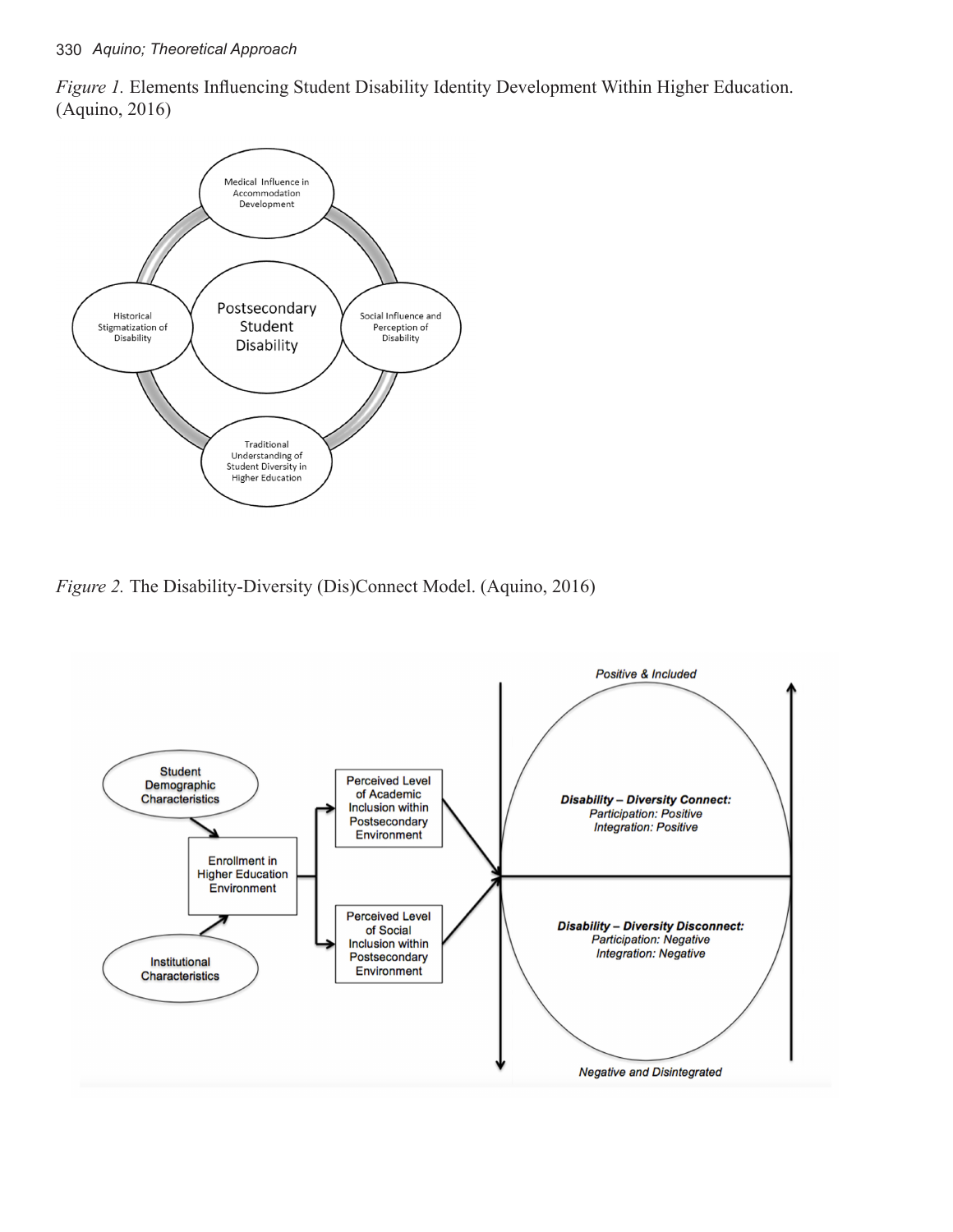*Figure 1.* Elements Influencing Student Disability Identity Development Within Higher Education. (Aquino, 2016)

Medical Influence in Accommodation Development

Historical Stigmatization of Disability

Postsecondary Student Disability

Social Influence and Perception of Disability

Traditional Understanding of Student Diversity in Higher Education

*Figure 2.* The Disability-Diversity (Dis)Connect Model. (Aquino, 2016)

Student Demographic Characteristics

Enrollment in Higher Education Environment

Institutional Characteristics

Perceived Level of Academic Inclusion within Postsecondary Environment

Perceived Level of Social Inclusion within Postsecondary Environment

*Positive & Included*

***Disability – Diversity Connect:***
*Participation: Positive*
*Integration: Positive*

***Disability – Diversity Disconnect:***
*Participation: Negative*
*Integration: Negative*

*Negative and Disintegrated*